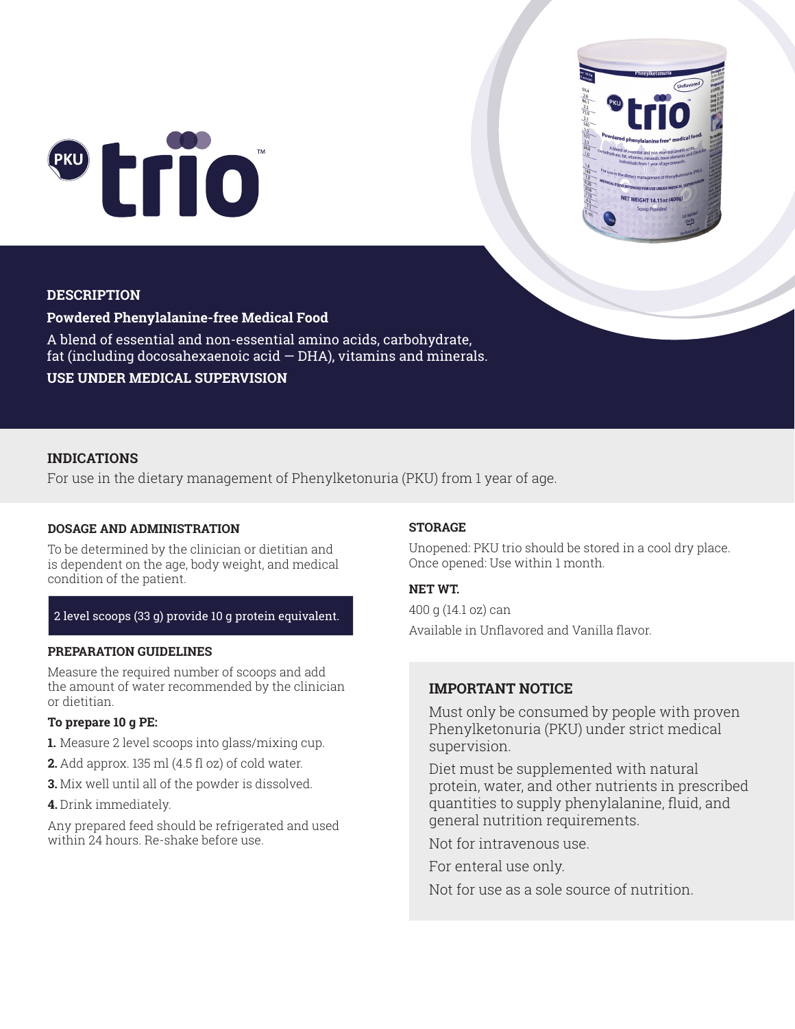# PKU trio™

## DESCRIPTION

**Powdered Phenylalanine-free Medical Food**

A blend of essential and non-essential amino acids, carbohydrate, fat (including docosahexaenoic acid — DHA), vitamins and minerals.

**USE UNDER MEDICAL SUPERVISION**

## INDICATIONS

For use in the dietary management of Phenylketonuria (PKU) from 1 year of age.

### DOSAGE AND ADMINISTRATION

To be determined by the clinician or dietitian and is dependent on the age, body weight, and medical condition of the patient.

2 level scoops (33 g) provide 10 g protein equivalent.

### PREPARATION GUIDELINES

Measure the required number of scoops and add the amount of water recommended by the clinician or dietitian.

**To prepare 10 g PE:**

1. Measure 2 level scoops into glass/mixing cup.
2. Add approx. 135 ml (4.5 fl oz) of cold water.
3. Mix well until all of the powder is dissolved.
4. Drink immediately.

Any prepared feed should be refrigerated and used within 24 hours. Re-shake before use.

### STORAGE

Unopened: PKU trio should be stored in a cool dry place. Once opened: Use within 1 month.

### NET WT.

400 g (14.1 oz) can

Available in Unflavored and Vanilla flavor.

### IMPORTANT NOTICE

Must only be consumed by people with proven Phenylketonuria (PKU) under strict medical supervision.

Diet must be supplemented with natural protein, water, and other nutrients in prescribed quantities to supply phenylalanine, fluid, and general nutrition requirements.

Not for intravenous use.

For enteral use only.

Not for use as a sole source of nutrition.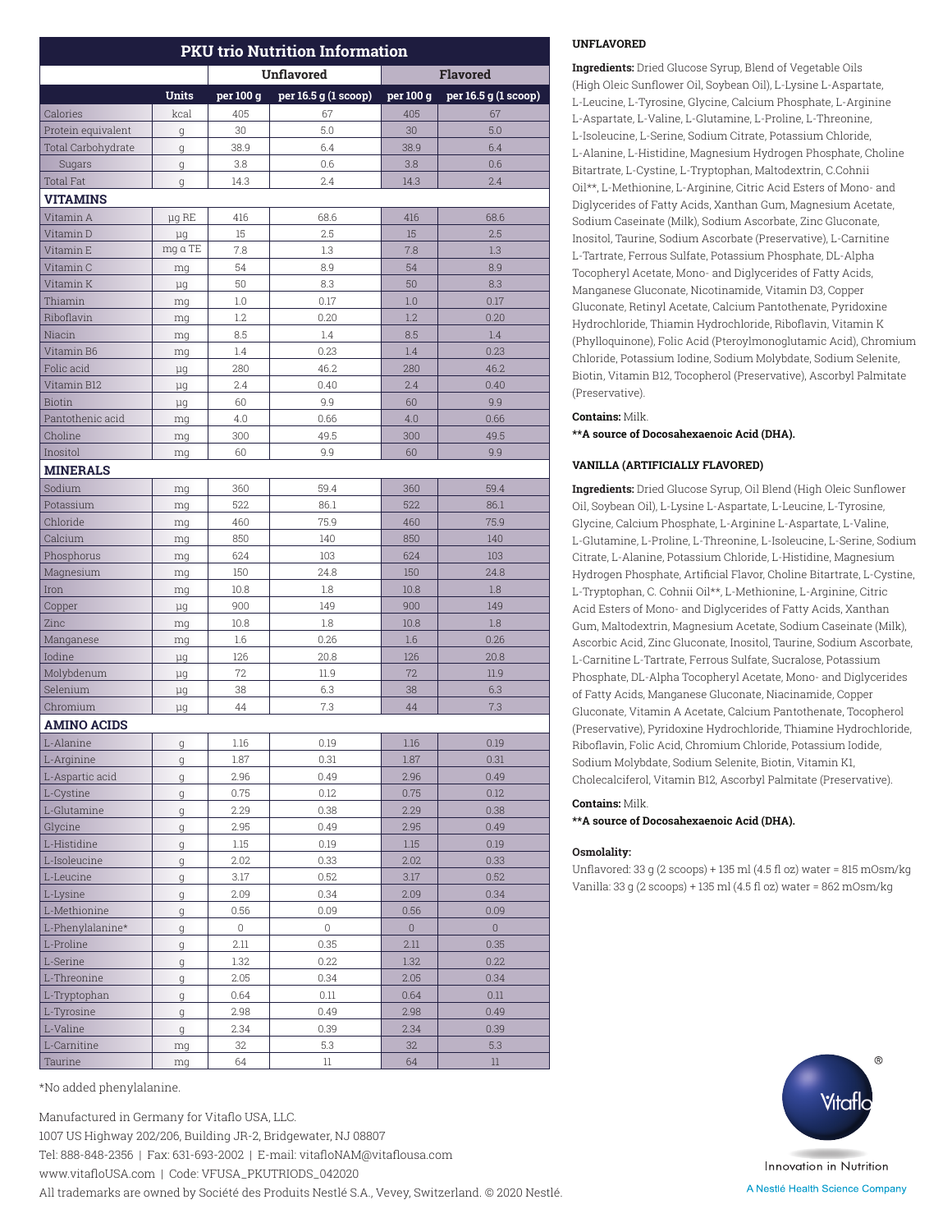| PKU trio Nutrition Information | | | | | |
|---|---|---|---|---|---|
| | | Unflavored | | Flavored | |
| | Units | per 100 g | per 16.5 g (1 scoop) | per 100 g | per 16.5 g (1 scoop) |
| Calories | kcal | 405 | 67 | 405 | 67 |
| Protein equivalent | g | 30 | 5.0 | 30 | 5.0 |
| Total Carbohydrate | g | 38.9 | 6.4 | 38.9 | 6.4 |
| Sugars | g | 3.8 | 0.6 | 3.8 | 0.6 |
| Total Fat | g | 14.3 | 2.4 | 14.3 | 2.4 |
| **VITAMINS** | | | | | |
| Vitamin A | µg RE | 416 | 68.6 | 416 | 68.6 |
| Vitamin D | µg | 15 | 2.5 | 15 | 2.5 |
| Vitamin E | mg α TE | 7.8 | 1.3 | 7.8 | 1.3 |
| Vitamin C | mg | 54 | 8.9 | 54 | 8.9 |
| Vitamin K | µg | 50 | 8.3 | 50 | 8.3 |
| Thiamin | mg | 1.0 | 0.17 | 1.0 | 0.17 |
| Riboflavin | mg | 1.2 | 0.20 | 1.2 | 0.20 |
| Niacin | mg | 8.5 | 1.4 | 8.5 | 1.4 |
| Vitamin B6 | mg | 1.4 | 0.23 | 1.4 | 0.23 |
| Folic acid | µg | 280 | 46.2 | 280 | 46.2 |
| Vitamin B12 | µg | 2.4 | 0.40 | 2.4 | 0.40 |
| Biotin | µg | 60 | 9.9 | 60 | 9.9 |
| Pantothenic acid | mg | 4.0 | 0.66 | 4.0 | 0.66 |
| Choline | mg | 300 | 49.5 | 300 | 49.5 |
| Inositol | mg | 60 | 9.9 | 60 | 9.9 |
| **MINERALS** | | | | | |
| Sodium | mg | 360 | 59.4 | 360 | 59.4 |
| Potassium | mg | 522 | 86.1 | 522 | 86.1 |
| Chloride | mg | 460 | 75.9 | 460 | 75.9 |
| Calcium | mg | 850 | 140 | 850 | 140 |
| Phosphorus | mg | 624 | 103 | 624 | 103 |
| Magnesium | mg | 150 | 24.8 | 150 | 24.8 |
| Iron | mg | 10.8 | 1.8 | 10.8 | 1.8 |
| Copper | µg | 900 | 149 | 900 | 149 |
| Zinc | mg | 10.8 | 1.8 | 10.8 | 1.8 |
| Manganese | mg | 1.6 | 0.26 | 1.6 | 0.26 |
| Iodine | µg | 126 | 20.8 | 126 | 20.8 |
| Molybdenum | µg | 72 | 11.9 | 72 | 11.9 |
| Selenium | µg | 38 | 6.3 | 38 | 6.3 |
| Chromium | µg | 44 | 7.3 | 44 | 7.3 |
| **AMINO ACIDS** | | | | | |
| L-Alanine | g | 1.16 | 0.19 | 1.16 | 0.19 |
| L-Arginine | g | 1.87 | 0.31 | 1.87 | 0.31 |
| L-Aspartic acid | g | 2.96 | 0.49 | 2.96 | 0.49 |
| L-Cystine | g | 0.75 | 0.12 | 0.75 | 0.12 |
| L-Glutamine | g | 2.29 | 0.38 | 2.29 | 0.38 |
| Glycine | g | 2.95 | 0.49 | 2.95 | 0.49 |
| L-Histidine | g | 1.15 | 0.19 | 1.15 | 0.19 |
| L-Isoleucine | g | 2.02 | 0.33 | 2.02 | 0.33 |
| L-Leucine | g | 3.17 | 0.52 | 3.17 | 0.52 |
| L-Lysine | g | 2.09 | 0.34 | 2.09 | 0.34 |
| L-Methionine | g | 0.56 | 0.09 | 0.56 | 0.09 |
| L-Phenylalanine* | g | 0 | 0 | 0 | 0 |
| L-Proline | g | 2.11 | 0.35 | 2.11 | 0.35 |
| L-Serine | g | 1.32 | 0.22 | 1.32 | 0.22 |
| L-Threonine | g | 2.05 | 0.34 | 2.05 | 0.34 |
| L-Tryptophan | g | 0.64 | 0.11 | 0.64 | 0.11 |
| L-Tyrosine | g | 2.98 | 0.49 | 2.98 | 0.49 |
| L-Valine | g | 2.34 | 0.39 | 2.34 | 0.39 |
| L-Carnitine | mg | 32 | 5.3 | 32 | 5.3 |
| Taurine | mg | 64 | 11 | 64 | 11 |

*No added phenylalanine.

### UNFLAVORED

**Ingredients:** Dried Glucose Syrup, Blend of Vegetable Oils (High Oleic Sunflower Oil, Soybean Oil), L-Lysine L-Aspartate, L-Leucine, L-Tyrosine, Glycine, Calcium Phosphate, L-Arginine L-Aspartate, L-Valine, L-Glutamine, L-Proline, L-Threonine, L-Isoleucine, L-Serine, Sodium Citrate, Potassium Chloride, L-Alanine, L-Histidine, Magnesium Hydrogen Phosphate, Choline Bitartrate, L-Cystine, L-Tryptophan, Maltodextrin, C.Cohnii Oil**, L-Methionine, L-Arginine, Citric Acid Esters of Mono- and Diglycerides of Fatty Acids, Xanthan Gum, Magnesium Acetate, Sodium Caseinate (Milk), Sodium Ascorbate, Zinc Gluconate, Inositol, Taurine, Sodium Ascorbate (Preservative), L-Carnitine L-Tartrate, Ferrous Sulfate, Potassium Phosphate, DL-Alpha Tocopheryl Acetate, Mono- and Diglycerides of Fatty Acids, Manganese Gluconate, Nicotinamide, Vitamin D3, Copper Gluconate, Retinyl Acetate, Calcium Pantothenate, Pyridoxine Hydrochloride, Thiamin Hydrochloride, Riboflavin, Vitamin K (Phylloquinone), Folic Acid (Pteroylmonoglutamic Acid), Chromium Chloride, Potassium Iodine, Sodium Molybdate, Sodium Selenite, Biotin, Vitamin B12, Tocopherol (Preservative), Ascorbyl Palmitate (Preservative).

**Contains:** Milk.

****A source of Docosahexaenoic Acid (DHA).**

### VANILLA (ARTIFICIALLY FLAVORED)

**Ingredients:** Dried Glucose Syrup, Oil Blend (High Oleic Sunflower Oil, Soybean Oil), L-Lysine L-Aspartate, L-Leucine, L-Tyrosine, Glycine, Calcium Phosphate, L-Arginine L-Aspartate, L-Valine, L-Glutamine, L-Proline, L-Threonine, L-Isoleucine, L-Serine, Sodium Citrate, L-Alanine, Potassium Chloride, L-Histidine, Magnesium Hydrogen Phosphate, Artificial Flavor, Choline Bitartrate, L-Cystine, L-Tryptophan, C. Cohnii Oil**, L-Methionine, L-Arginine, Citric Acid Esters of Mono- and Diglycerides of Fatty Acids, Xanthan Gum, Maltodextrin, Magnesium Acetate, Sodium Caseinate (Milk), Ascorbic Acid, Zinc Gluconate, Inositol, Taurine, Sodium Ascorbate, L-Carnitine L-Tartrate, Ferrous Sulfate, Sucralose, Potassium Phosphate, DL-Alpha Tocopheryl Acetate, Mono- and Diglycerides of Fatty Acids, Manganese Gluconate, Niacinamide, Copper Gluconate, Vitamin A Acetate, Calcium Pantothenate, Tocopherol (Preservative), Pyridoxine Hydrochloride, Thiamine Hydrochloride, Riboflavin, Folic Acid, Chromium Chloride, Potassium Iodide, Sodium Molybdate, Sodium Selenite, Biotin, Vitamin K1, Cholecalciferol, Vitamin B12, Ascorbyl Palmitate (Preservative).

**Contains:** Milk.

****A source of Docosahexaenoic Acid (DHA).**

**Osmolality:**

Unflavored: 33 g (2 scoops) + 135 ml (4.5 fl oz) water = 815 mOsm/kg
Vanilla: 33 g (2 scoops) + 135 ml (4.5 fl oz) water = 862 mOsm/kg

Manufactured in Germany for Vitaflo USA, LLC.
1007 US Highway 202/206, Building JR-2, Bridgewater, NJ 08807
Tel: 888-848-2356 | Fax: 631-693-2002 | E-mail: vitafloNAM@vitaflousa.com
www.vitafloUSA.com | Code: VFUSA_PKUTRIODS_042020
All trademarks are owned by Société des Produits Nestlé S.A., Vevey, Switzerland. © 2020 Nestlé.

Vitaflo®
Innovation in Nutrition
A Nestlé Health Science Company